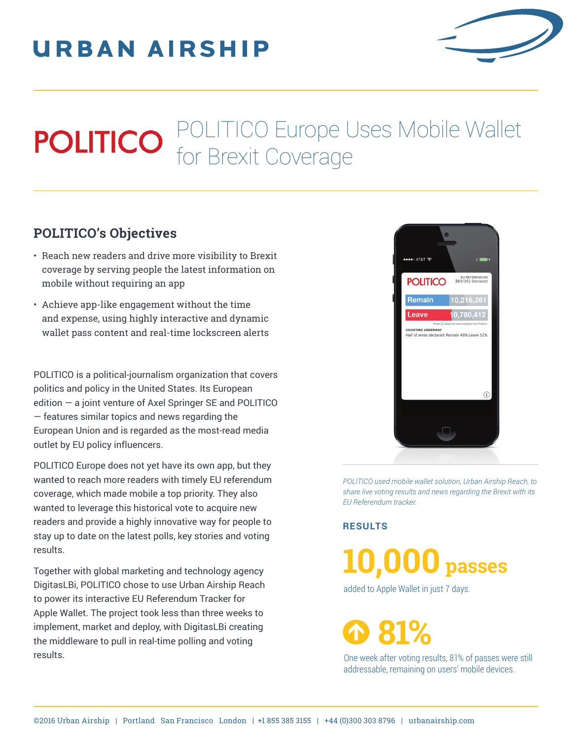# URBAN AIRSHIP

# POLITICO Europe Uses Mobile Wallet for Brexit Coverage

## POLITICO's Objectives

- Reach new readers and drive more visibility to Brexit coverage by serving people the latest information on mobile without requiring an app
- Achieve app-like engagement without the time and expense, using highly interactive and dynamic wallet pass content and real-time lockscreen alerts

POLITICO is a political-journalism organization that covers politics and policy in the United States. Its European edition — a joint venture of Axel Springer SE and POLITICO — features similar topics and news regarding the European Union and is regarded as the most-read media outlet by EU policy influencers.

POLITICO Europe does not yet have its own app, but they wanted to reach more readers with timely EU referendum coverage, which made mobile a top priority. They also wanted to leverage this historical vote to acquire new readers and provide a highly innovative way for people to stay up to date on the latest polls, key stories and voting results.

Together with global marketing and technology agency DigitasLBi, POLITICO chose to use Urban Airship Reach to power its interactive EU Referendum Tracker for Apple Wallet. The project took less than three weeks to implement, market and deploy, with DigitasLBi creating the middleware to pull in real-time polling and voting results.

*POLITICO used mobile wallet solution, Urban Airship Reach, to share live voting results and news regarding the Brexit with its EU Referendum tracker.*

### RESULTS

**10,000 passes**

added to Apple Wallet in just 7 days.

**81%**

One week after voting results, 81% of passes were still addressable, remaining on users' mobile devices.

©2016 Urban Airship | Portland San Francisco London | +1 855 385 3155 | +44 (0)300 303 8796 | urbanairship.com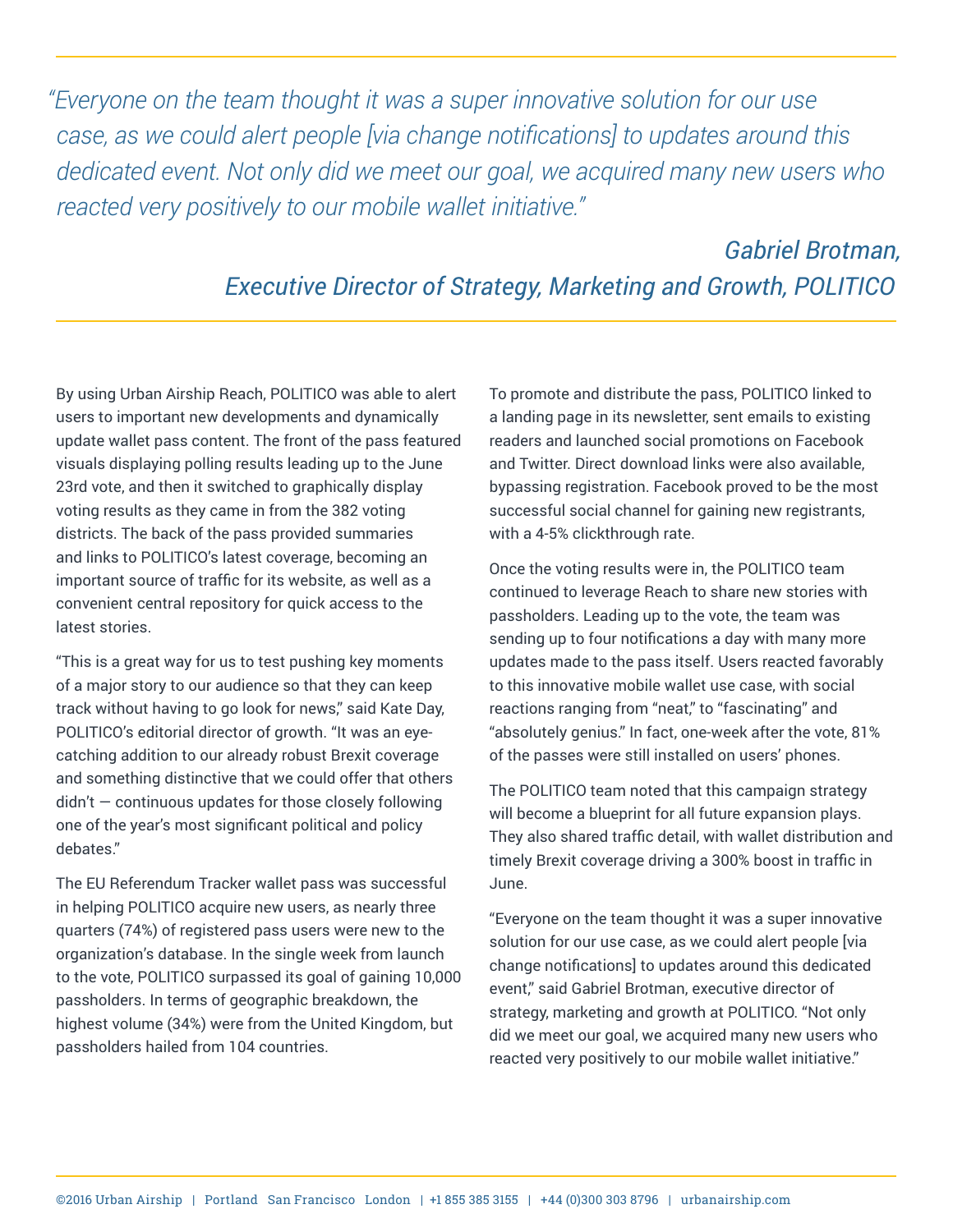> *"Everyone on the team thought it was a super innovative solution for our use case, as we could alert people [via change notifications] to updates around this dedicated event. Not only did we meet our goal, we acquired many new users who reacted very positively to our mobile wallet initiative."*
>
> *Gabriel Brotman,*
> *Executive Director of Strategy, Marketing and Growth, POLITICO*

By using Urban Airship Reach, POLITICO was able to alert users to important new developments and dynamically update wallet pass content. The front of the pass featured visuals displaying polling results leading up to the June 23rd vote, and then it switched to graphically display voting results as they came in from the 382 voting districts. The back of the pass provided summaries and links to POLITICO's latest coverage, becoming an important source of traffic for its website, as well as a convenient central repository for quick access to the latest stories.

"This is a great way for us to test pushing key moments of a major story to our audience so that they can keep track without having to go look for news," said Kate Day, POLITICO's editorial director of growth. "It was an eye-catching addition to our already robust Brexit coverage and something distinctive that we could offer that others didn't — continuous updates for those closely following one of the year's most significant political and policy debates."

The EU Referendum Tracker wallet pass was successful in helping POLITICO acquire new users, as nearly three quarters (74%) of registered pass users were new to the organization's database. In the single week from launch to the vote, POLITICO surpassed its goal of gaining 10,000 passholders. In terms of geographic breakdown, the highest volume (34%) were from the United Kingdom, but passholders hailed from 104 countries.

To promote and distribute the pass, POLITICO linked to a landing page in its newsletter, sent emails to existing readers and launched social promotions on Facebook and Twitter. Direct download links were also available, bypassing registration. Facebook proved to be the most successful social channel for gaining new registrants, with a 4-5% clickthrough rate.

Once the voting results were in, the POLITICO team continued to leverage Reach to share new stories with passholders. Leading up to the vote, the team was sending up to four notifications a day with many more updates made to the pass itself. Users reacted favorably to this innovative mobile wallet use case, with social reactions ranging from "neat," to "fascinating" and "absolutely genius." In fact, one-week after the vote, 81% of the passes were still installed on users' phones.

The POLITICO team noted that this campaign strategy will become a blueprint for all future expansion plays. They also shared traffic detail, with wallet distribution and timely Brexit coverage driving a 300% boost in traffic in June.

"Everyone on the team thought it was a super innovative solution for our use case, as we could alert people [via change notifications] to updates around this dedicated event," said Gabriel Brotman, executive director of strategy, marketing and growth at POLITICO. "Not only did we meet our goal, we acquired many new users who reacted very positively to our mobile wallet initiative."

©2016 Urban Airship | Portland San Francisco London | +1 855 385 3155 | +44 (0)300 303 8796 | urbanairship.com